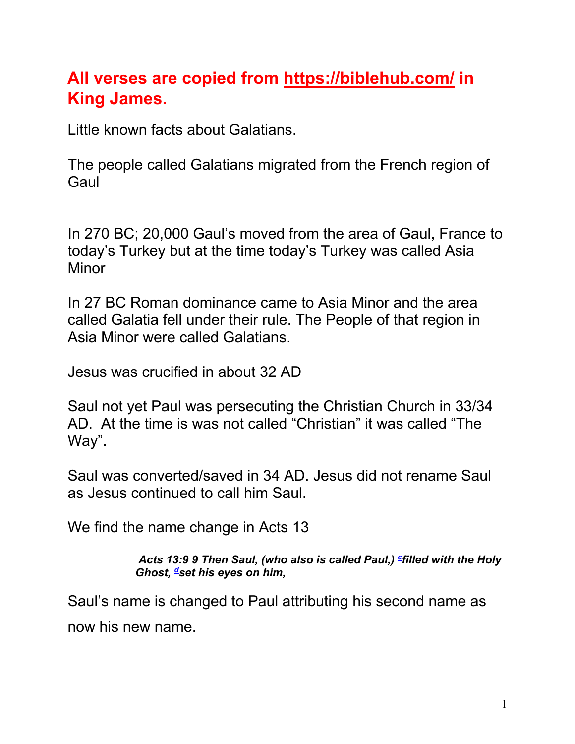## **All verses are copied from https://biblehub.com/ in King James.**

Little known facts about Galatians.

The people called Galatians migrated from the French region of Gaul

In 270 BC; 20,000 Gaul's moved from the area of Gaul, France to today's Turkey but at the time today's Turkey was called Asia Minor

In 27 BC Roman dominance came to Asia Minor and the area called Galatia fell under their rule. The People of that region in Asia Minor were called Galatians.

Jesus was crucified in about 32 AD

Saul not yet Paul was persecuting the Christian Church in 33/34 AD. At the time is was not called "Christian" it was called "The Way".

Saul was converted/saved in 34 AD. Jesus did not rename Saul as Jesus continued to call him Saul.

We find the name change in Acts 13

> ***Acts 13:9 9 Then Saul, (who also is called Paul,) [c]filled with the Holy Ghost, [d]set his eyes on him,***

Saul's name is changed to Paul attributing his second name as now his new name.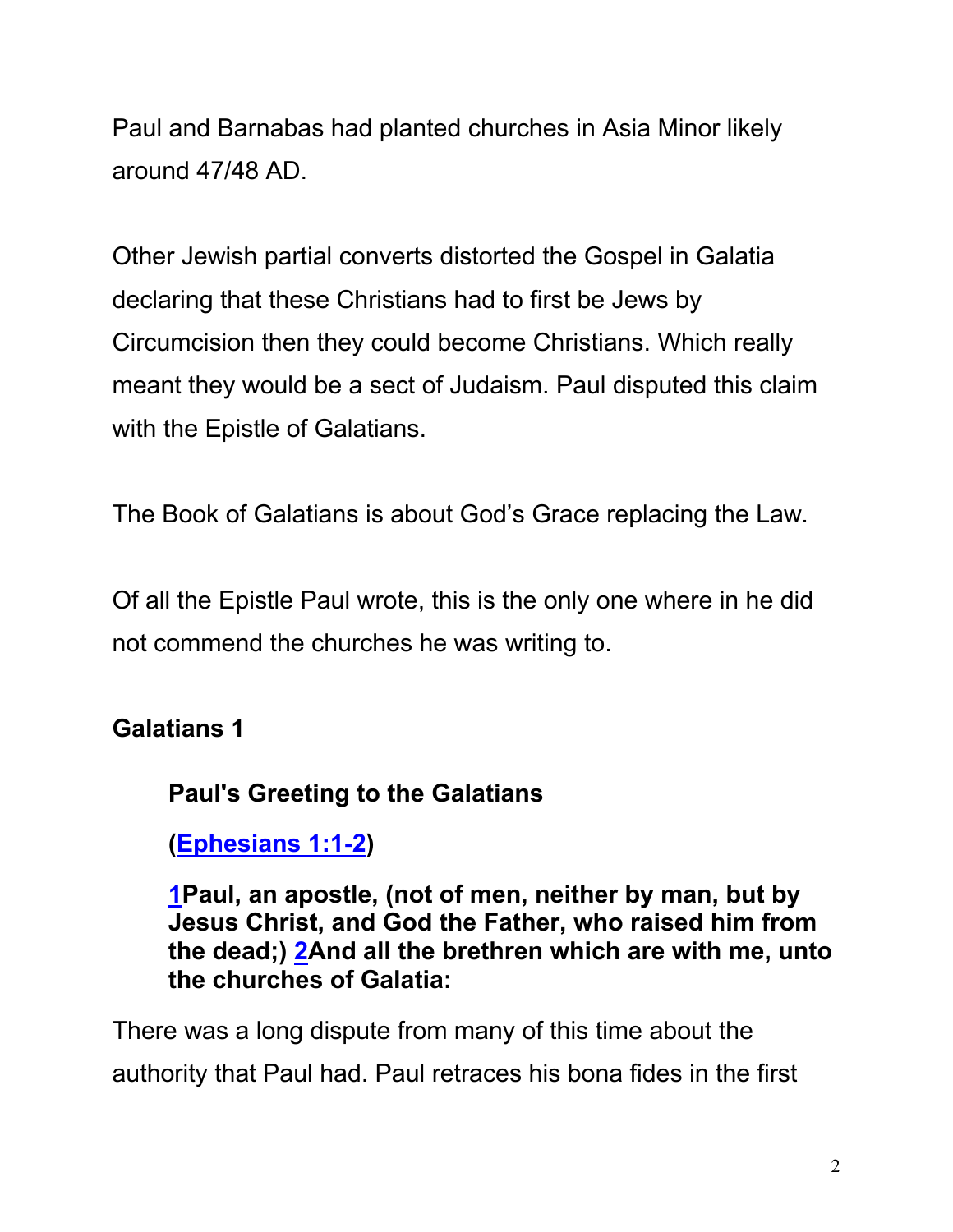Paul and Barnabas had planted churches in Asia Minor likely around 47/48 AD.

Other Jewish partial converts distorted the Gospel in Galatia declaring that these Christians had to first be Jews by Circumcision then they could become Christians. Which really meant they would be a sect of Judaism. Paul disputed this claim with the Epistle of Galatians.

The Book of Galatians is about God's Grace replacing the Law.

Of all the Epistle Paul wrote, this is the only one where in he did not commend the churches he was writing to.

**Galatians 1**

> **Paul's Greeting to the Galatians**
>
> **([Ephesians 1:1-2](Ephesians 1:1-2))**
>
> **[1](1)Paul, an apostle, (not of men, neither by man, but by Jesus Christ, and God the Father, who raised him from the dead;) [2](2)And all the brethren which are with me, unto the churches of Galatia:**

There was a long dispute from many of this time about the authority that Paul had. Paul retraces his bona fides in the first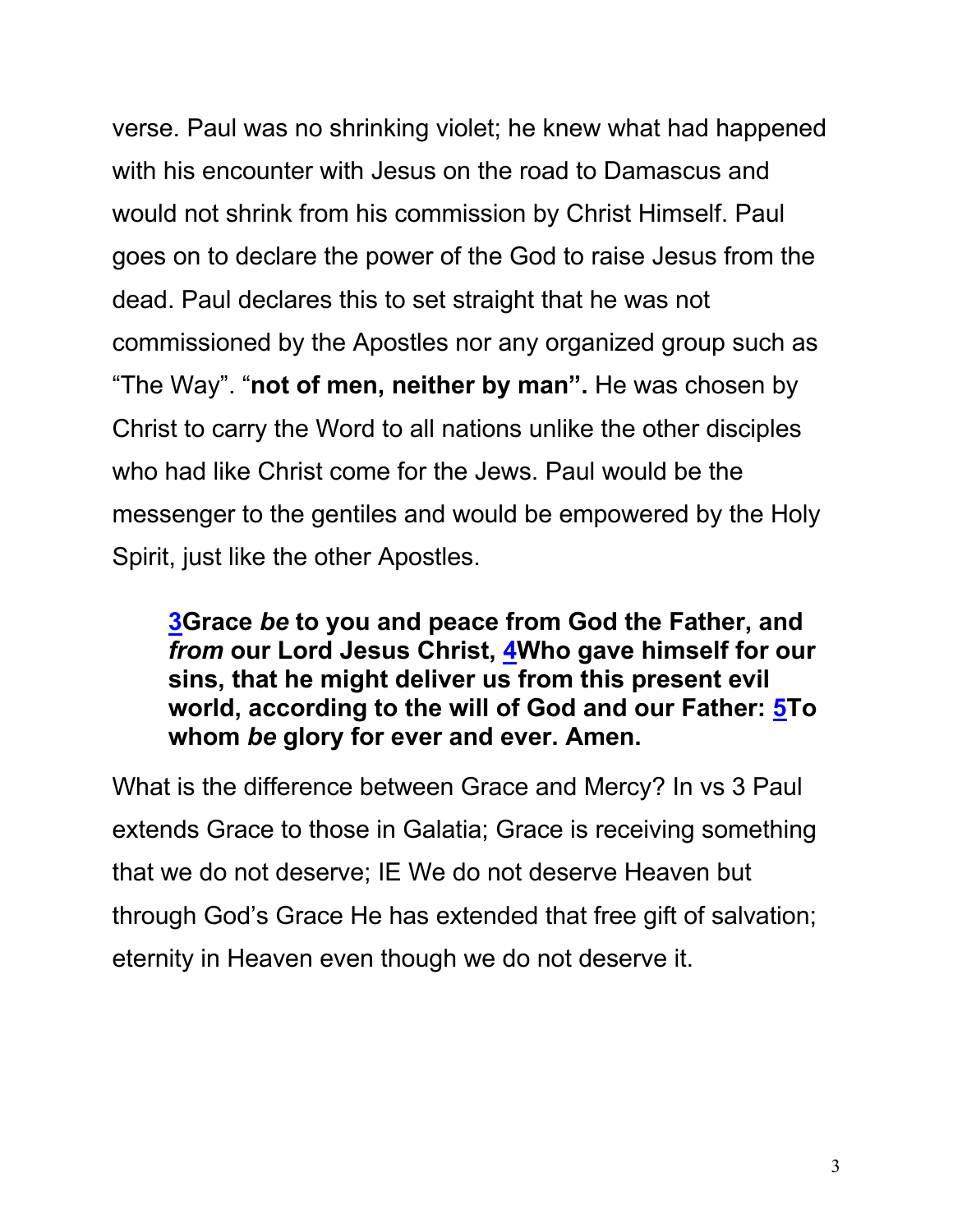verse. Paul was no shrinking violet; he knew what had happened with his encounter with Jesus on the road to Damascus and would not shrink from his commission by Christ Himself. Paul goes on to declare the power of the God to raise Jesus from the dead. Paul declares this to set straight that he was not commissioned by the Apostles nor any organized group such as "The Way". "**not of men, neither by man".** He was chosen by Christ to carry the Word to all nations unlike the other disciples who had like Christ come for the Jews. Paul would be the messenger to the gentiles and would be empowered by the Holy Spirit, just like the other Apostles.

> **3Grace *be* to you and peace from God the Father, and *from* our Lord Jesus Christ, 4Who gave himself for our sins, that he might deliver us from this present evil world, according to the will of God and our Father: 5To whom *be* glory for ever and ever. Amen.**

What is the difference between Grace and Mercy? In vs 3 Paul extends Grace to those in Galatia; Grace is receiving something that we do not deserve; IE We do not deserve Heaven but through God's Grace He has extended that free gift of salvation; eternity in Heaven even though we do not deserve it.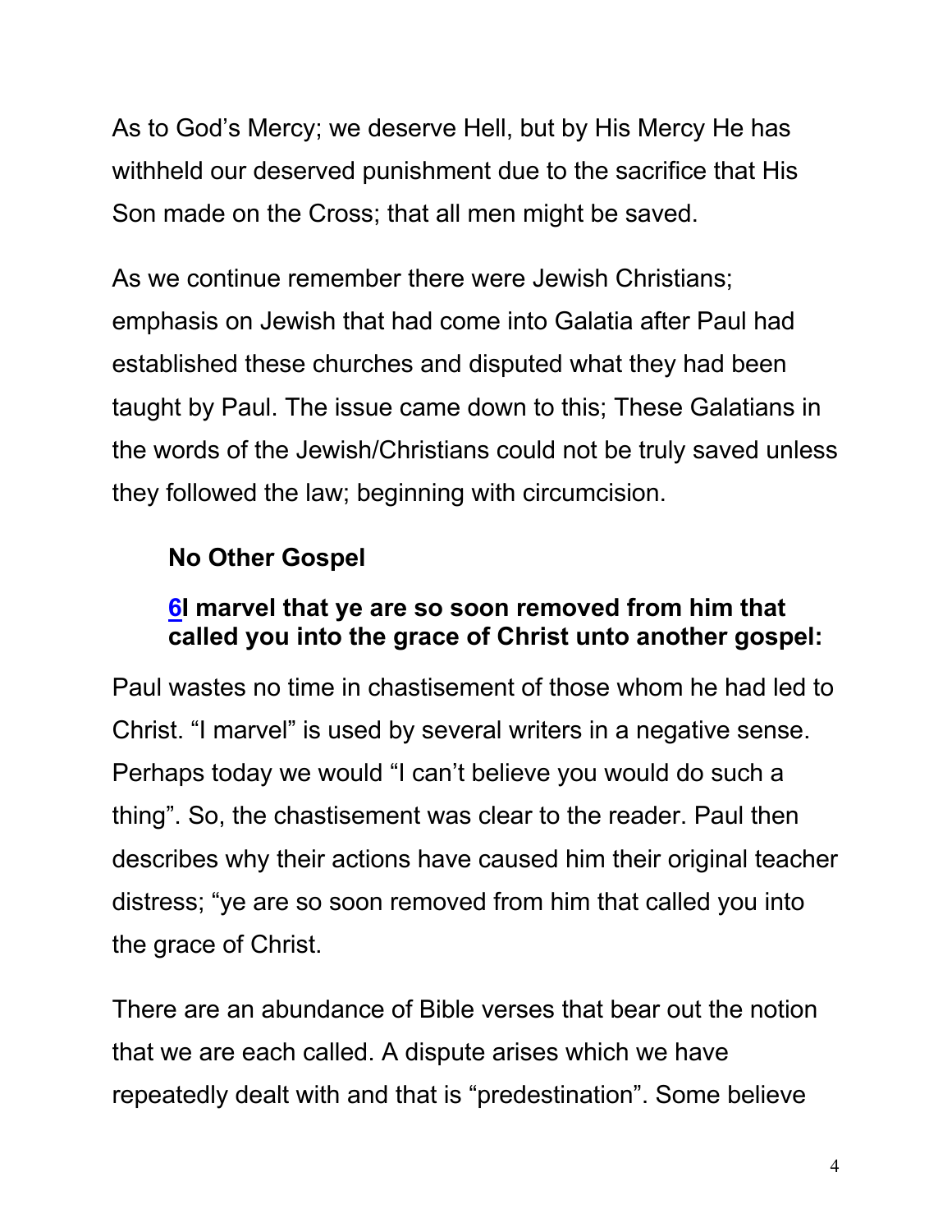As to God's Mercy; we deserve Hell, but by His Mercy He has withheld our deserved punishment due to the sacrifice that His Son made on the Cross; that all men might be saved.

As we continue remember there were Jewish Christians; emphasis on Jewish that had come into Galatia after Paul had established these churches and disputed what they had been taught by Paul. The issue came down to this; These Galatians in the words of the Jewish/Christians could not be truly saved unless they followed the law; beginning with circumcision.

**No Other Gospel**

**6I marvel that ye are so soon removed from him that called you into the grace of Christ unto another gospel:**

Paul wastes no time in chastisement of those whom he had led to Christ. "I marvel" is used by several writers in a negative sense. Perhaps today we would "I can't believe you would do such a thing". So, the chastisement was clear to the reader. Paul then describes why their actions have caused him their original teacher distress; "ye are so soon removed from him that called you into the grace of Christ.

There are an abundance of Bible verses that bear out the notion that we are each called. A dispute arises which we have repeatedly dealt with and that is "predestination". Some believe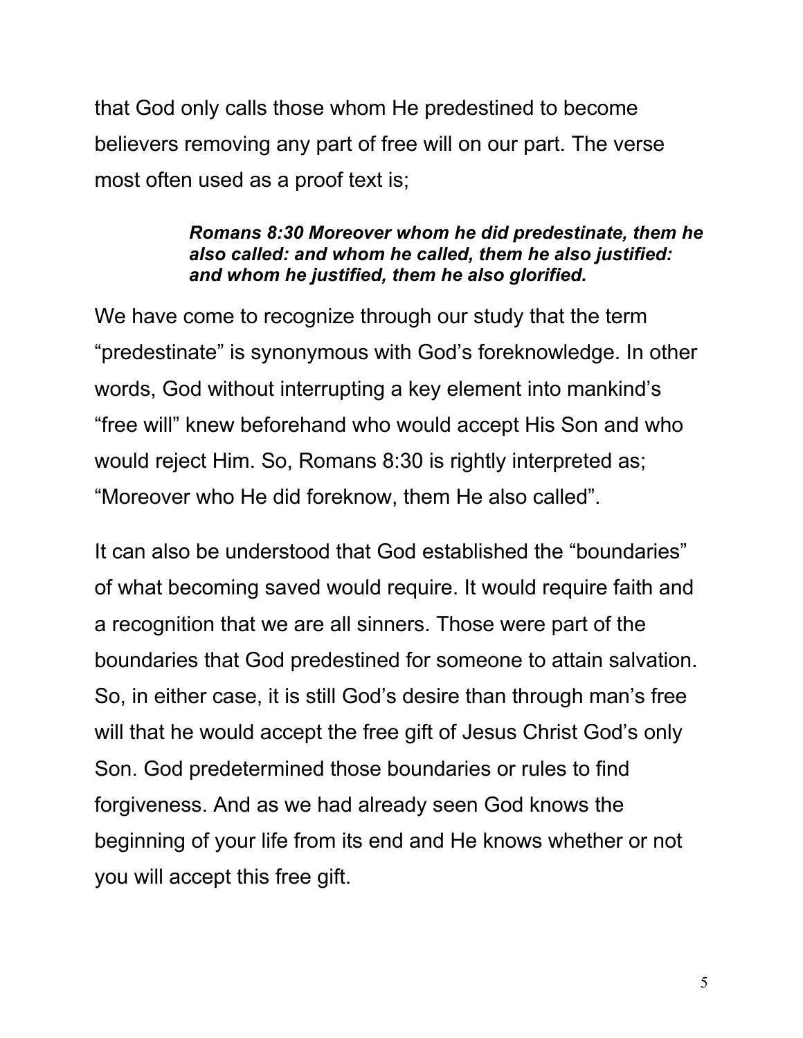that God only calls those whom He predestined to become believers removing any part of free will on our part. The verse most often used as a proof text is;

> ***Romans 8:30 Moreover whom he did predestinate, them he also called: and whom he called, them he also justified: and whom he justified, them he also glorified.***

We have come to recognize through our study that the term "predestinate" is synonymous with God's foreknowledge. In other words, God without interrupting a key element into mankind's "free will" knew beforehand who would accept His Son and who would reject Him. So, Romans 8:30 is rightly interpreted as; "Moreover who He did foreknow, them He also called".

It can also be understood that God established the "boundaries" of what becoming saved would require. It would require faith and a recognition that we are all sinners. Those were part of the boundaries that God predestined for someone to attain salvation. So, in either case, it is still God's desire than through man's free will that he would accept the free gift of Jesus Christ God's only Son. God predetermined those boundaries or rules to find forgiveness. And as we had already seen God knows the beginning of your life from its end and He knows whether or not you will accept this free gift.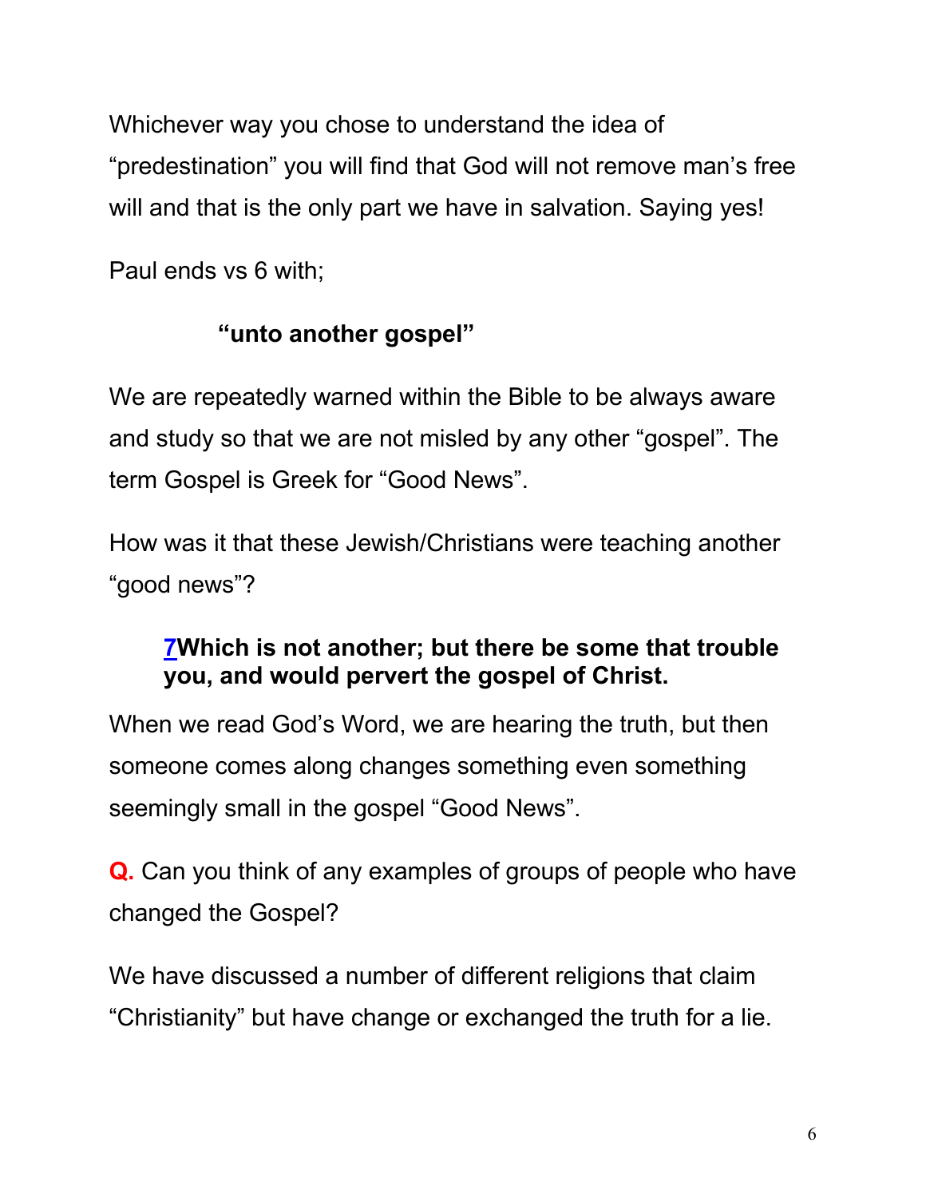Whichever way you chose to understand the idea of "predestination" you will find that God will not remove man's free will and that is the only part we have in salvation. Saying yes!

Paul ends vs 6 with;

**"unto another gospel"**

We are repeatedly warned within the Bible to be always aware and study so that we are not misled by any other "gospel". The term Gospel is Greek for "Good News".

How was it that these Jewish/Christians were teaching another "good news"?

> **7Which is not another; but there be some that trouble you, and would pervert the gospel of Christ.**

When we read God's Word, we are hearing the truth, but then someone comes along changes something even something seemingly small in the gospel "Good News".

**Q.** Can you think of any examples of groups of people who have changed the Gospel?

We have discussed a number of different religions that claim "Christianity" but have change or exchanged the truth for a lie.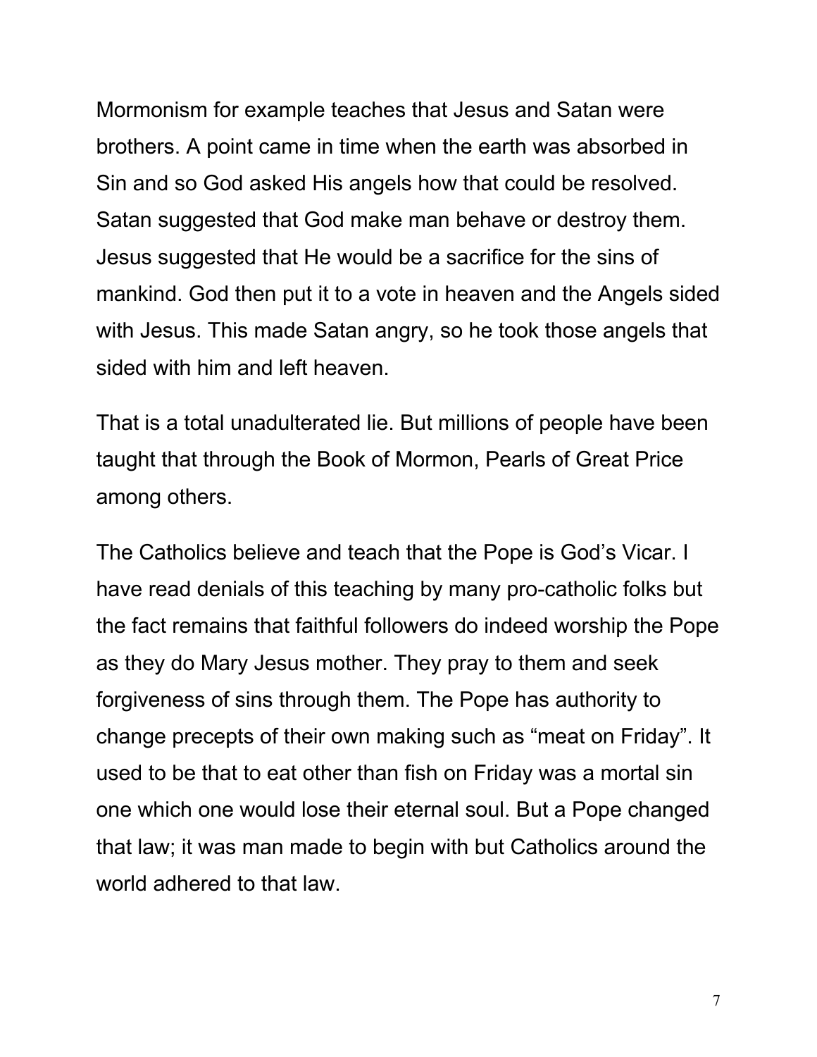Mormonism for example teaches that Jesus and Satan were brothers. A point came in time when the earth was absorbed in Sin and so God asked His angels how that could be resolved. Satan suggested that God make man behave or destroy them. Jesus suggested that He would be a sacrifice for the sins of mankind. God then put it to a vote in heaven and the Angels sided with Jesus. This made Satan angry, so he took those angels that sided with him and left heaven.

That is a total unadulterated lie. But millions of people have been taught that through the Book of Mormon, Pearls of Great Price among others.

The Catholics believe and teach that the Pope is God's Vicar. I have read denials of this teaching by many pro-catholic folks but the fact remains that faithful followers do indeed worship the Pope as they do Mary Jesus mother. They pray to them and seek forgiveness of sins through them. The Pope has authority to change precepts of their own making such as "meat on Friday". It used to be that to eat other than fish on Friday was a mortal sin one which one would lose their eternal soul. But a Pope changed that law; it was man made to begin with but Catholics around the world adhered to that law.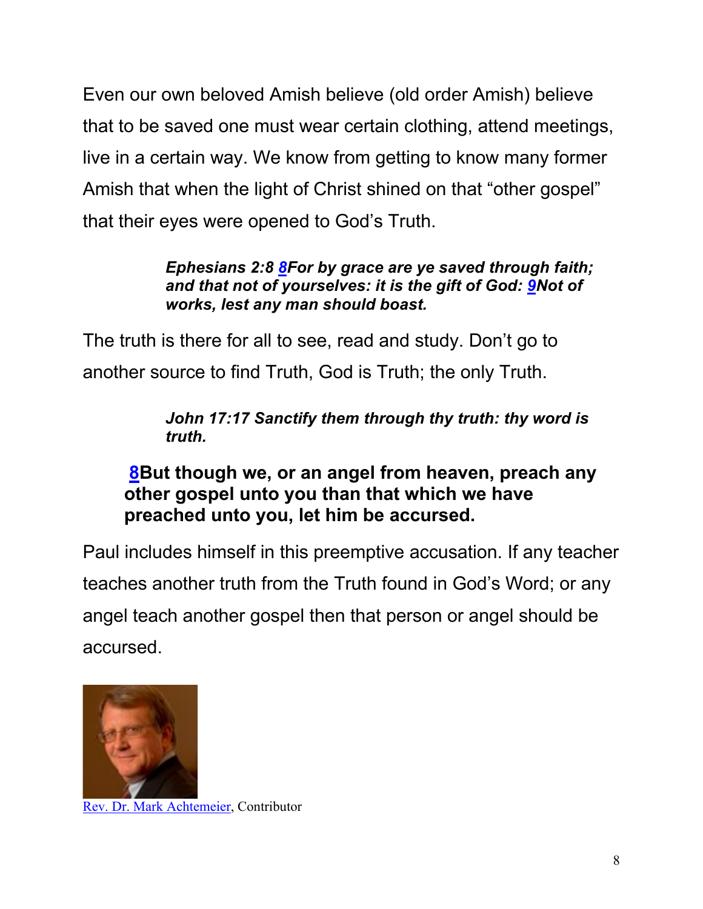Even our own beloved Amish believe (old order Amish) believe that to be saved one must wear certain clothing, attend meetings, live in a certain way. We know from getting to know many former Amish that when the light of Christ shined on that "other gospel" that their eyes were opened to God's Truth.

> ***Ephesians 2:8 8For by grace are ye saved through faith; and that not of yourselves: it is the gift of God: 9Not of works, lest any man should boast.***

The truth is there for all to see, read and study. Don't go to another source to find Truth, God is Truth; the only Truth.

> ***John 17:17 Sanctify them through thy truth: thy word is truth.***

> **8But though we, or an angel from heaven, preach any other gospel unto you than that which we have preached unto you, let him be accursed.**

Paul includes himself in this preemptive accusation. If any teacher teaches another truth from the Truth found in God's Word; or any angel teach another gospel then that person or angel should be accursed.

Rev. Dr. Mark Achtemeier, Contributor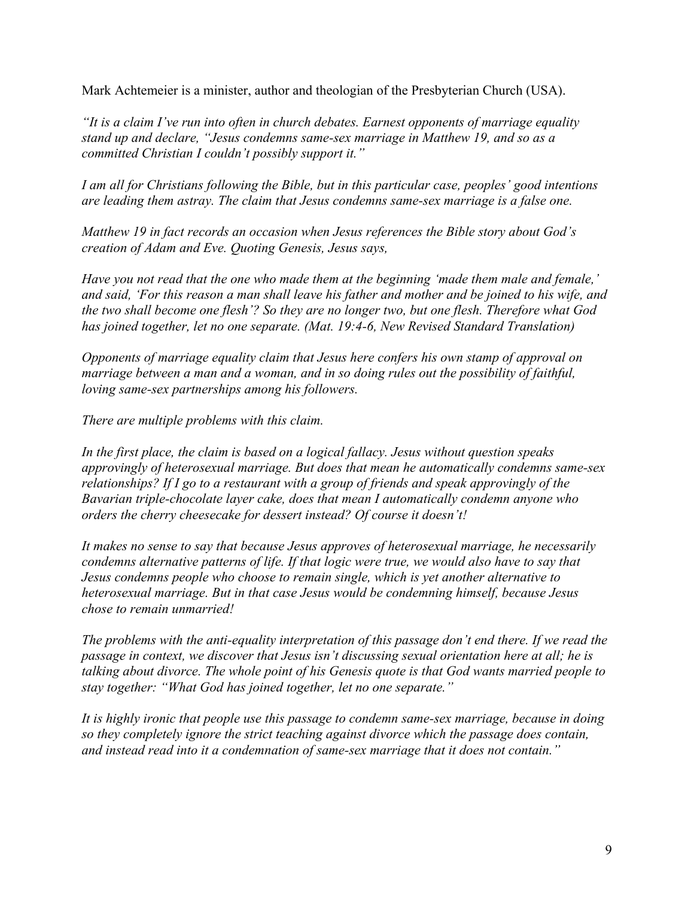Mark Achtemeier is a minister, author and theologian of the Presbyterian Church (USA).

*"It is a claim I've run into often in church debates. Earnest opponents of marriage equality stand up and declare, "Jesus condemns same-sex marriage in Matthew 19, and so as a committed Christian I couldn't possibly support it."*

*I am all for Christians following the Bible, but in this particular case, peoples' good intentions are leading them astray. The claim that Jesus condemns same-sex marriage is a false one.*

*Matthew 19 in fact records an occasion when Jesus references the Bible story about God's creation of Adam and Eve. Quoting Genesis, Jesus says,*

*Have you not read that the one who made them at the beginning 'made them male and female,' and said, 'For this reason a man shall leave his father and mother and be joined to his wife, and the two shall become one flesh'? So they are no longer two, but one flesh. Therefore what God has joined together, let no one separate. (Mat. 19:4-6, New Revised Standard Translation)*

*Opponents of marriage equality claim that Jesus here confers his own stamp of approval on marriage between a man and a woman, and in so doing rules out the possibility of faithful, loving same-sex partnerships among his followers.*

*There are multiple problems with this claim.*

*In the first place, the claim is based on a logical fallacy. Jesus without question speaks approvingly of heterosexual marriage. But does that mean he automatically condemns same-sex relationships? If I go to a restaurant with a group of friends and speak approvingly of the Bavarian triple-chocolate layer cake, does that mean I automatically condemn anyone who orders the cherry cheesecake for dessert instead? Of course it doesn't!*

*It makes no sense to say that because Jesus approves of heterosexual marriage, he necessarily condemns alternative patterns of life. If that logic were true, we would also have to say that Jesus condemns people who choose to remain single, which is yet another alternative to heterosexual marriage. But in that case Jesus would be condemning himself, because Jesus chose to remain unmarried!*

*The problems with the anti-equality interpretation of this passage don't end there. If we read the passage in context, we discover that Jesus isn't discussing sexual orientation here at all; he is talking about divorce. The whole point of his Genesis quote is that God wants married people to stay together: "What God has joined together, let no one separate."*

*It is highly ironic that people use this passage to condemn same-sex marriage, because in doing so they completely ignore the strict teaching against divorce which the passage does contain, and instead read into it a condemnation of same-sex marriage that it does not contain."*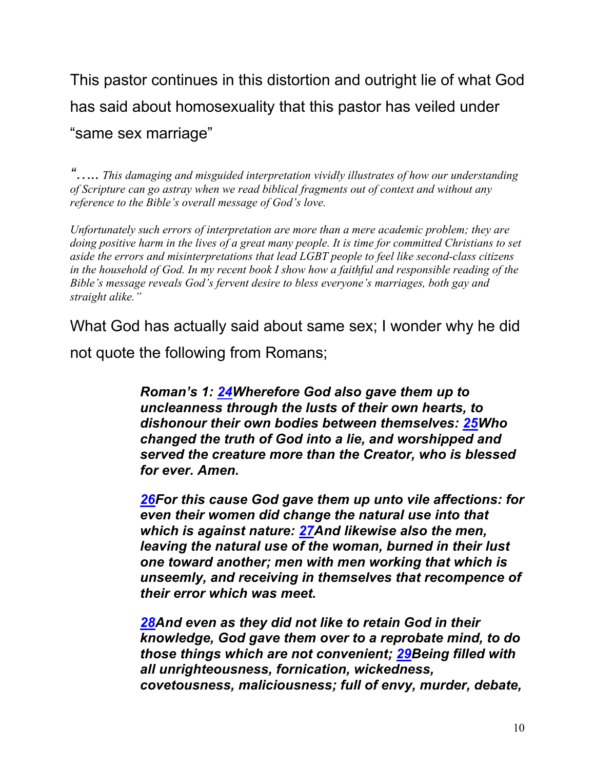This pastor continues in this distortion and outright lie of what God has said about homosexuality that this pastor has veiled under "same sex marriage"

*"….. This damaging and misguided interpretation vividly illustrates of how our understanding of Scripture can go astray when we read biblical fragments out of context and without any reference to the Bible's overall message of God's love.*

*Unfortunately such errors of interpretation are more than a mere academic problem; they are doing positive harm in the lives of a great many people. It is time for committed Christians to set aside the errors and misinterpretations that lead LGBT people to feel like second-class citizens in the household of God. In my recent book I show how a faithful and responsible reading of the Bible's message reveals God's fervent desire to bless everyone's marriages, both gay and straight alike."*

What God has actually said about same sex; I wonder why he did not quote the following from Romans;

> ***Roman's 1: 24Wherefore God also gave them up to uncleanness through the lusts of their own hearts, to dishonour their own bodies between themselves: 25Who changed the truth of God into a lie, and worshipped and served the creature more than the Creator, who is blessed for ever. Amen.***
>
> ***26For this cause God gave them up unto vile affections: for even their women did change the natural use into that which is against nature: 27And likewise also the men, leaving the natural use of the woman, burned in their lust one toward another; men with men working that which is unseemly, and receiving in themselves that recompence of their error which was meet.***
>
> ***28And even as they did not like to retain God in their knowledge, God gave them over to a reprobate mind, to do those things which are not convenient; 29Being filled with all unrighteousness, fornication, wickedness, covetousness, maliciousness; full of envy, murder, debate,***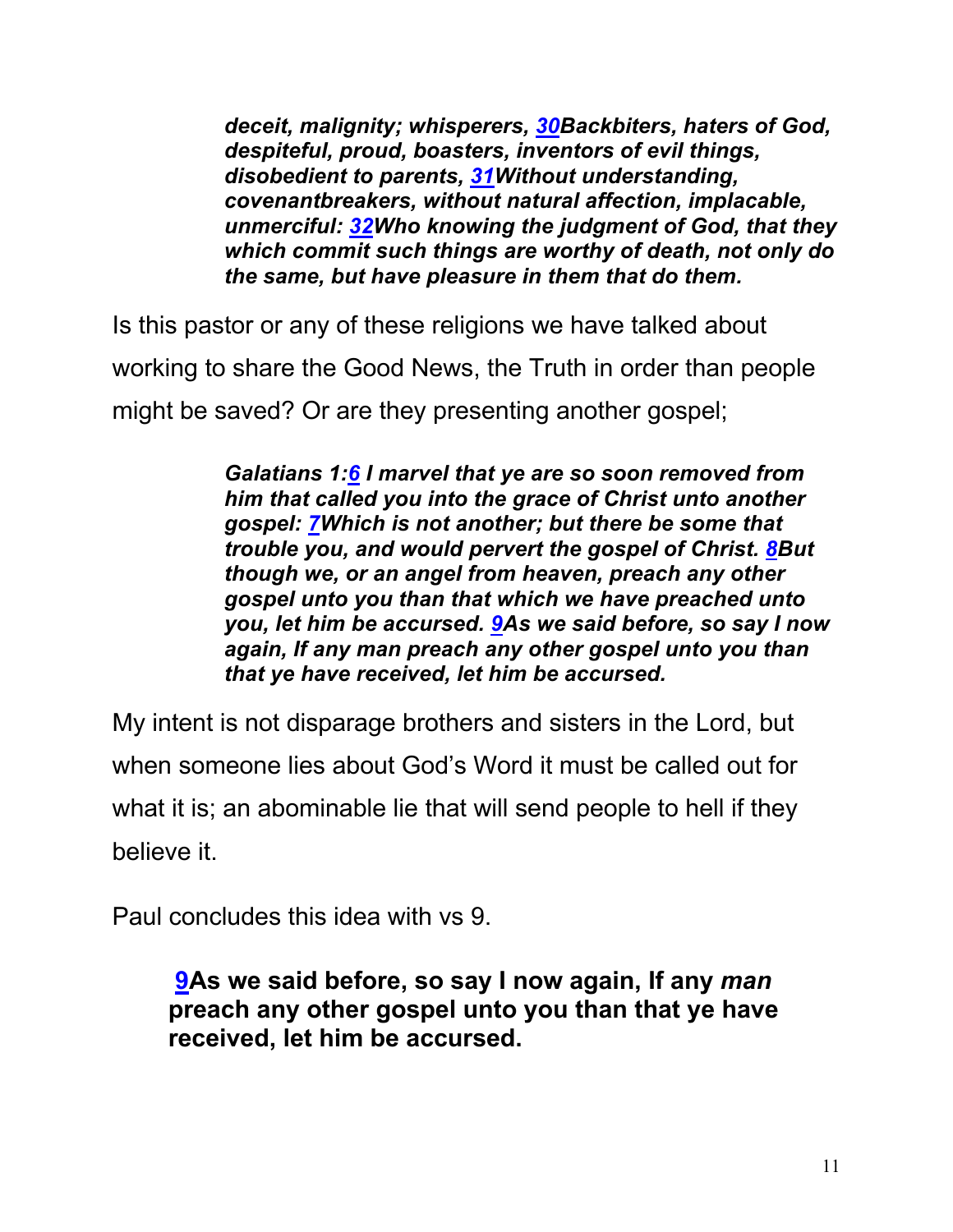> ***deceit, malignity; whisperers, 30Backbiters, haters of God, despiteful, proud, boasters, inventors of evil things, disobedient to parents, 31Without understanding, covenantbreakers, without natural affection, implacable, unmerciful: 32Who knowing the judgment of God, that they which commit such things are worthy of death, not only do the same, but have pleasure in them that do them.***

Is this pastor or any of these religions we have talked about working to share the Good News, the Truth in order than people might be saved? Or are they presenting another gospel;

> ***Galatians 1:6 I marvel that ye are so soon removed from him that called you into the grace of Christ unto another gospel: 7Which is not another; but there be some that trouble you, and would pervert the gospel of Christ. 8But though we, or an angel from heaven, preach any other gospel unto you than that which we have preached unto you, let him be accursed. 9As we said before, so say I now again, If any man preach any other gospel unto you than that ye have received, let him be accursed.***

My intent is not disparage brothers and sisters in the Lord, but when someone lies about God's Word it must be called out for what it is; an abominable lie that will send people to hell if they believe it.

Paul concludes this idea with vs 9.

> **9As we said before, so say I now again, If any *man* preach any other gospel unto you than that ye have received, let him be accursed.**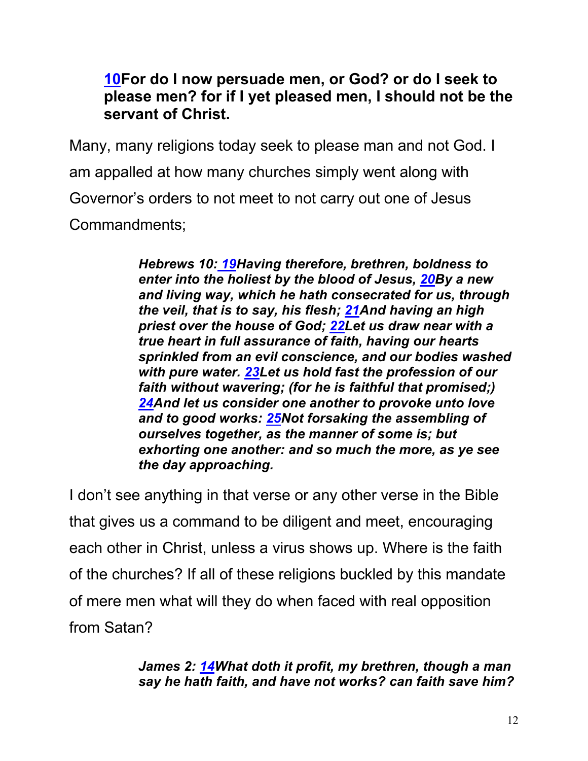**10For do I now persuade men, or God? or do I seek to please men? for if I yet pleased men, I should not be the servant of Christ.**

Many, many religions today seek to please man and not God. I am appalled at how many churches simply went along with Governor's orders to not meet to not carry out one of Jesus Commandments;

> ***Hebrews 10: 19Having therefore, brethren, boldness to enter into the holiest by the blood of Jesus, 20By a new and living way, which he hath consecrated for us, through the veil, that is to say, his flesh; 21And having an high priest over the house of God; 22Let us draw near with a true heart in full assurance of faith, having our hearts sprinkled from an evil conscience, and our bodies washed with pure water. 23Let us hold fast the profession of our faith without wavering; (for he is faithful that promised;) 24And let us consider one another to provoke unto love and to good works: 25Not forsaking the assembling of ourselves together, as the manner of some is; but exhorting one another: and so much the more, as ye see the day approaching.***

I don't see anything in that verse or any other verse in the Bible that gives us a command to be diligent and meet, encouraging each other in Christ, unless a virus shows up. Where is the faith of the churches? If all of these religions buckled by this mandate of mere men what will they do when faced with real opposition from Satan?

> ***James 2: 14What doth it profit, my brethren, though a man say he hath faith, and have not works? can faith save him?***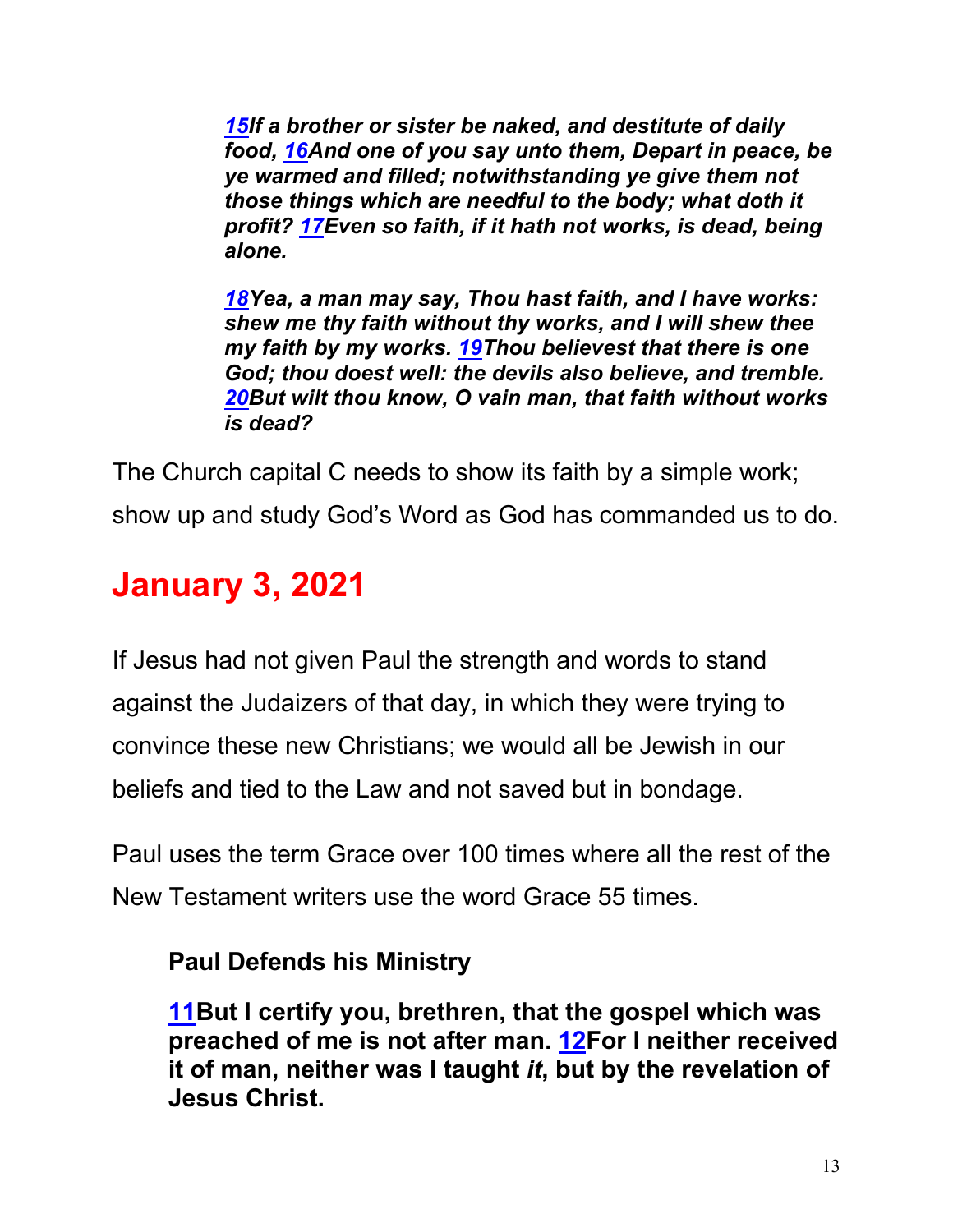*[15](#)If a brother or sister be naked, and destitute of daily food, [16](#)And one of you say unto them, Depart in peace, be ye warmed and filled; notwithstanding ye give them not those things which are needful to the body; what doth it profit? [17](#)Even so faith, if it hath not works, is dead, being alone.*

*[18](#)Yea, a man may say, Thou hast faith, and I have works: shew me thy faith without thy works, and I will shew thee my faith by my works. [19](#)Thou believest that there is one God; thou doest well: the devils also believe, and tremble. [20](#)But wilt thou know, O vain man, that faith without works is dead?*

The Church capital C needs to show its faith by a simple work; show up and study God's Word as God has commanded us to do.

# January 3, 2021

If Jesus had not given Paul the strength and words to stand against the Judaizers of that day, in which they were trying to convince these new Christians; we would all be Jewish in our beliefs and tied to the Law and not saved but in bondage.

Paul uses the term Grace over 100 times where all the rest of the New Testament writers use the word Grace 55 times.

**Paul Defends his Ministry**

**[11](#)But I certify you, brethren, that the gospel which was preached of me is not after man. [12](#)For I neither received it of man, neither was I taught *it*, but by the revelation of Jesus Christ.**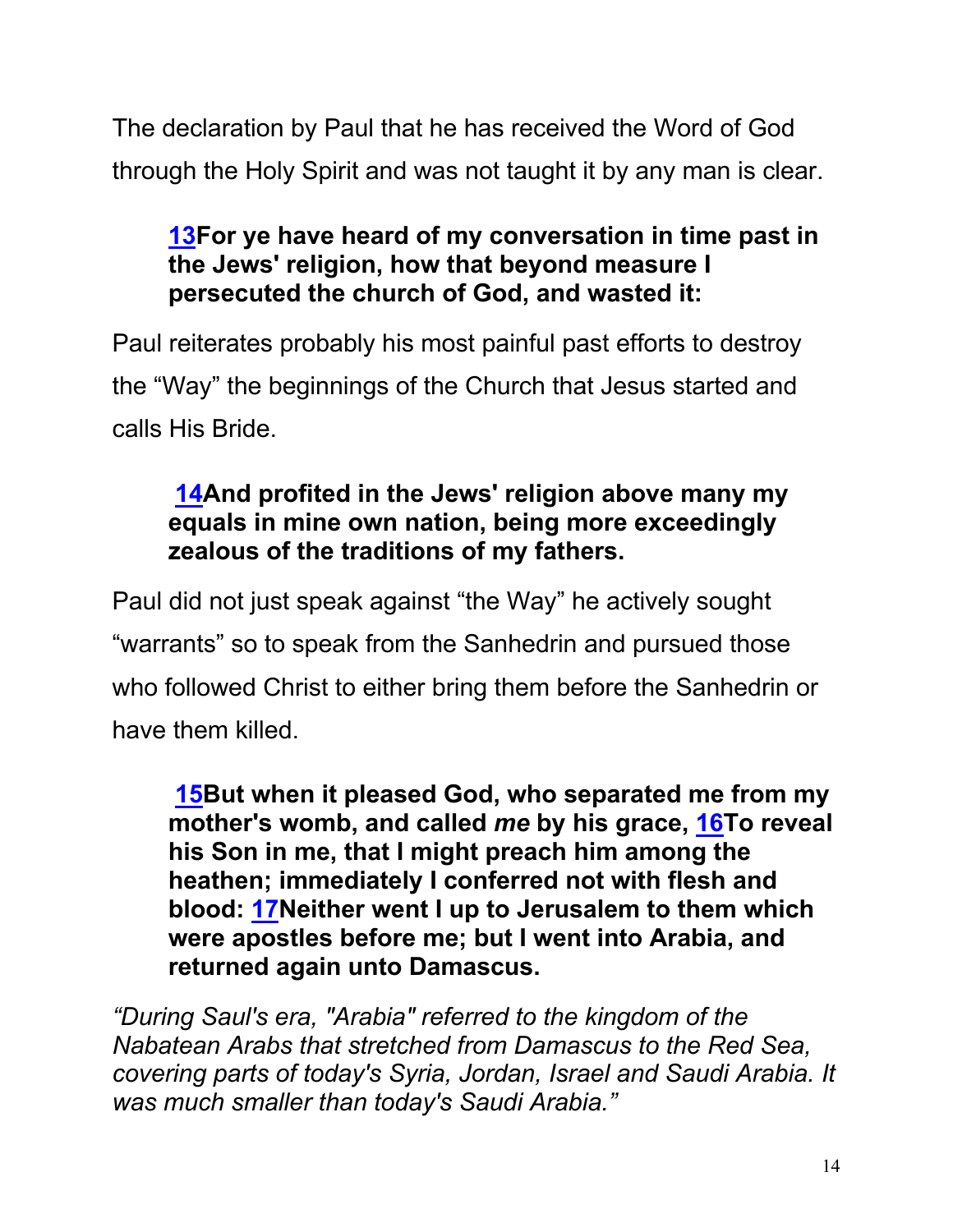The declaration by Paul that he has received the Word of God through the Holy Spirit and was not taught it by any man is clear.

> **13For ye have heard of my conversation in time past in the Jews' religion, how that beyond measure I persecuted the church of God, and wasted it:**

Paul reiterates probably his most painful past efforts to destroy the "Way" the beginnings of the Church that Jesus started and calls His Bride.

> **14And profited in the Jews' religion above many my equals in mine own nation, being more exceedingly zealous of the traditions of my fathers.**

Paul did not just speak against "the Way" he actively sought "warrants" so to speak from the Sanhedrin and pursued those who followed Christ to either bring them before the Sanhedrin or have them killed.

> **15But when it pleased God, who separated me from my mother's womb, and called *me* by his grace, 16To reveal his Son in me, that I might preach him among the heathen; immediately I conferred not with flesh and blood: 17Neither went I up to Jerusalem to them which were apostles before me; but I went into Arabia, and returned again unto Damascus.**

*"During Saul's era, "Arabia" referred to the kingdom of the Nabatean Arabs that stretched from Damascus to the Red Sea, covering parts of today's Syria, Jordan, Israel and Saudi Arabia. It was much smaller than today's Saudi Arabia."*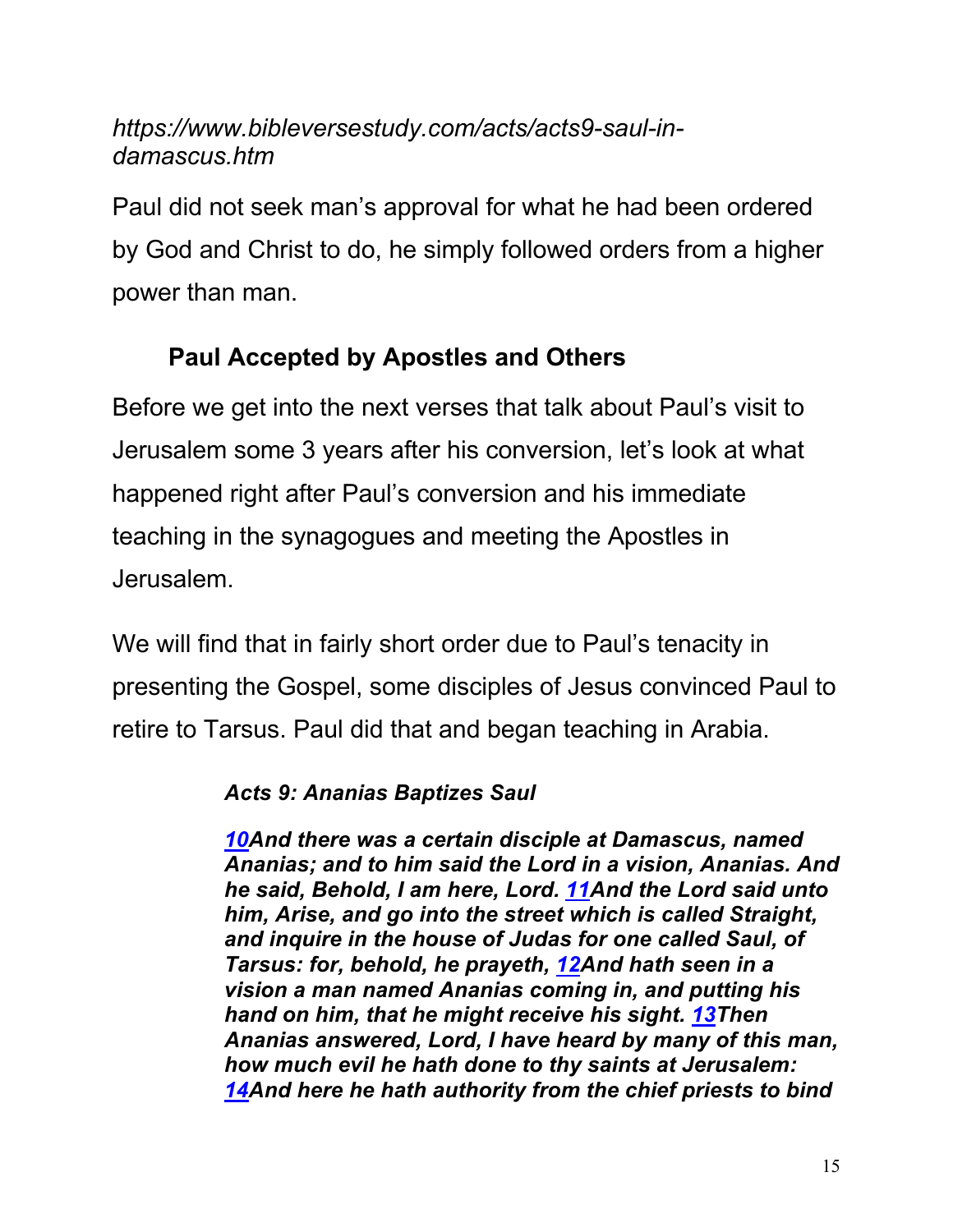*https://www.bibleversestudy.com/acts/acts9-saul-in-damascus.htm*

Paul did not seek man's approval for what he had been ordered by God and Christ to do, he simply followed orders from a higher power than man.

### Paul Accepted by Apostles and Others

Before we get into the next verses that talk about Paul's visit to Jerusalem some 3 years after his conversion, let's look at what happened right after Paul's conversion and his immediate teaching in the synagogues and meeting the Apostles in Jerusalem.

We will find that in fairly short order due to Paul's tenacity in presenting the Gospel, some disciples of Jesus convinced Paul to retire to Tarsus. Paul did that and began teaching in Arabia.

> ***Acts 9: Ananias Baptizes Saul***
>
> ***10And there was a certain disciple at Damascus, named Ananias; and to him said the Lord in a vision, Ananias. And he said, Behold, I am here, Lord. 11And the Lord said unto him, Arise, and go into the street which is called Straight, and inquire in the house of Judas for one called Saul, of Tarsus: for, behold, he prayeth, 12And hath seen in a vision a man named Ananias coming in, and putting his hand on him, that he might receive his sight. 13Then Ananias answered, Lord, I have heard by many of this man, how much evil he hath done to thy saints at Jerusalem: 14And here he hath authority from the chief priests to bind***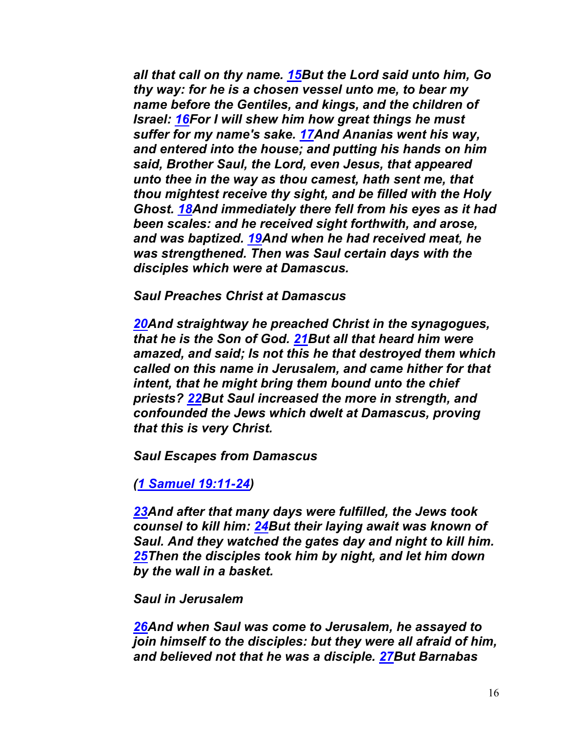*all that call on thy name. [15](#)But the Lord said unto him, Go thy way: for he is a chosen vessel unto me, to bear my name before the Gentiles, and kings, and the children of Israel: [16](#)For I will shew him how great things he must suffer for my name's sake. [17](#)And Ananias went his way, and entered into the house; and putting his hands on him said, Brother Saul, the Lord, even Jesus, that appeared unto thee in the way as thou camest, hath sent me, that thou mightest receive thy sight, and be filled with the Holy Ghost. [18](#)And immediately there fell from his eyes as it had been scales: and he received sight forthwith, and arose, and was baptized. [19](#)And when he had received meat, he was strengthened. Then was Saul certain days with the disciples which were at Damascus.*

***Saul Preaches Christ at Damascus***

*[20](#)And straightway he preached Christ in the synagogues, that he is the Son of God. [21](#)But all that heard him were amazed, and said; Is not this he that destroyed them which called on this name in Jerusalem, and came hither for that intent, that he might bring them bound unto the chief priests? [22](#)But Saul increased the more in strength, and confounded the Jews which dwelt at Damascus, proving that this is very Christ.*

***Saul Escapes from Damascus***

*([1 Samuel 19:11-24](#))*

*[23](#)And after that many days were fulfilled, the Jews took counsel to kill him: [24](#)But their laying await was known of Saul. And they watched the gates day and night to kill him. [25](#)Then the disciples took him by night, and let him down by the wall in a basket.*

***Saul in Jerusalem***

*[26](#)And when Saul was come to Jerusalem, he assayed to join himself to the disciples: but they were all afraid of him, and believed not that he was a disciple. [27](#)But Barnabas*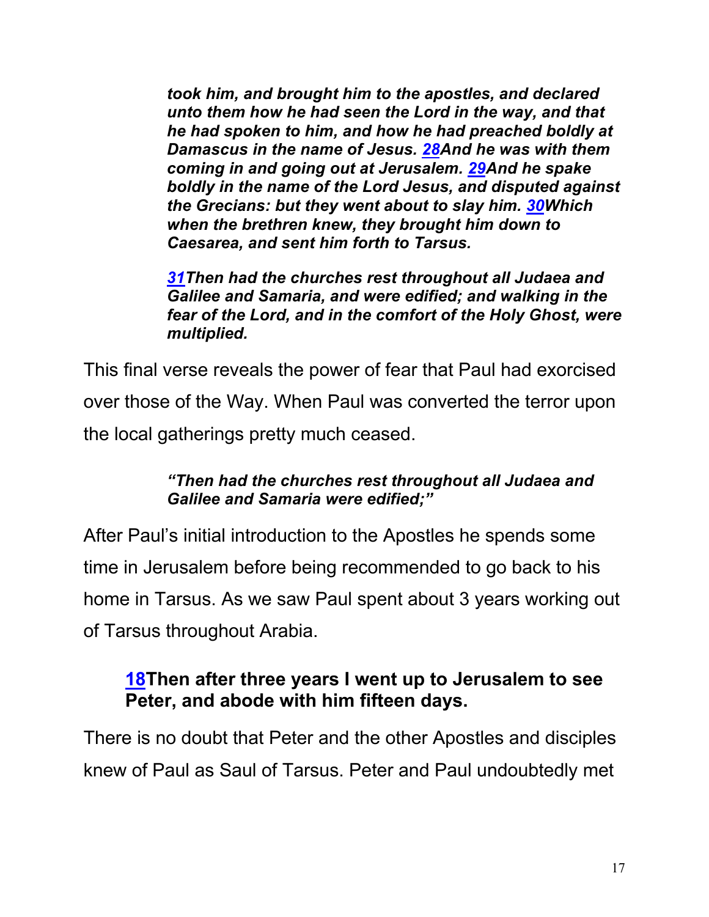***took him, and brought him to the apostles, and declared unto them how he had seen the Lord in the way, and that he had spoken to him, and how he had preached boldly at Damascus in the name of Jesus. 28And he was with them coming in and going out at Jerusalem. 29And he spake boldly in the name of the Lord Jesus, and disputed against the Grecians: but they went about to slay him. 30Which when the brethren knew, they brought him down to Caesarea, and sent him forth to Tarsus.***

***31Then had the churches rest throughout all Judaea and Galilee and Samaria, and were edified; and walking in the fear of the Lord, and in the comfort of the Holy Ghost, were multiplied.***

This final verse reveals the power of fear that Paul had exorcised over those of the Way. When Paul was converted the terror upon the local gatherings pretty much ceased.

***"Then had the churches rest throughout all Judaea and Galilee and Samaria were edified;"***

After Paul's initial introduction to the Apostles he spends some time in Jerusalem before being recommended to go back to his home in Tarsus. As we saw Paul spent about 3 years working out of Tarsus throughout Arabia.

**18Then after three years I went up to Jerusalem to see Peter, and abode with him fifteen days.**

There is no doubt that Peter and the other Apostles and disciples knew of Paul as Saul of Tarsus. Peter and Paul undoubtedly met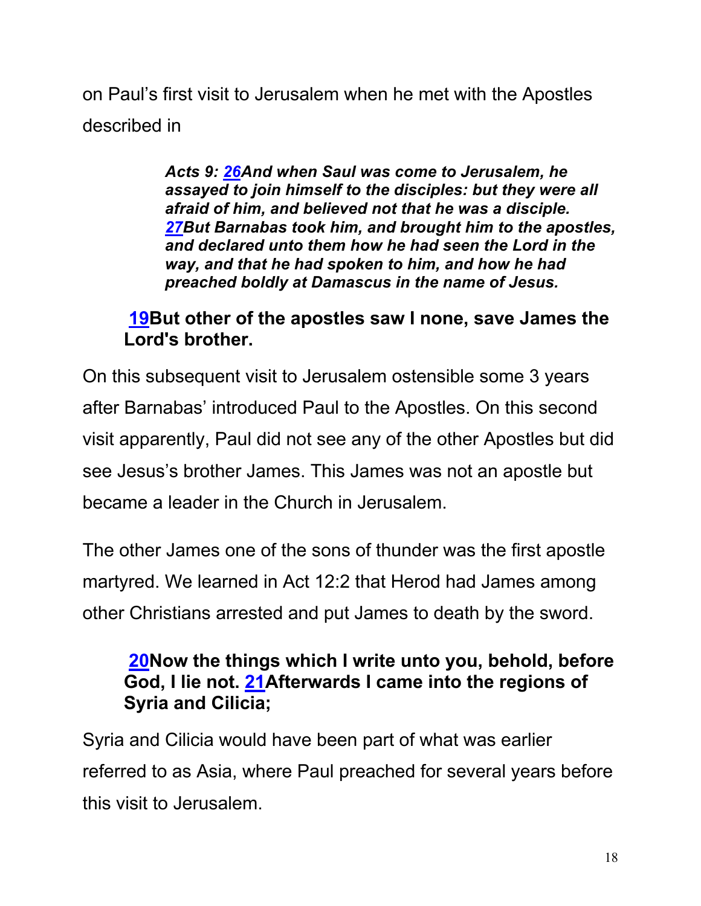on Paul's first visit to Jerusalem when he met with the Apostles described in

> ***Acts 9: 26And when Saul was come to Jerusalem, he assayed to join himself to the disciples: but they were all afraid of him, and believed not that he was a disciple. 27But Barnabas took him, and brought him to the apostles, and declared unto them how he had seen the Lord in the way, and that he had spoken to him, and how he had preached boldly at Damascus in the name of Jesus.***

> **19But other of the apostles saw I none, save James the Lord's brother.**

On this subsequent visit to Jerusalem ostensible some 3 years after Barnabas' introduced Paul to the Apostles. On this second visit apparently, Paul did not see any of the other Apostles but did see Jesus's brother James. This James was not an apostle but became a leader in the Church in Jerusalem.

The other James one of the sons of thunder was the first apostle martyred. We learned in Act 12:2 that Herod had James among other Christians arrested and put James to death by the sword.

> **20Now the things which I write unto you, behold, before God, I lie not. 21Afterwards I came into the regions of Syria and Cilicia;**

Syria and Cilicia would have been part of what was earlier referred to as Asia, where Paul preached for several years before this visit to Jerusalem.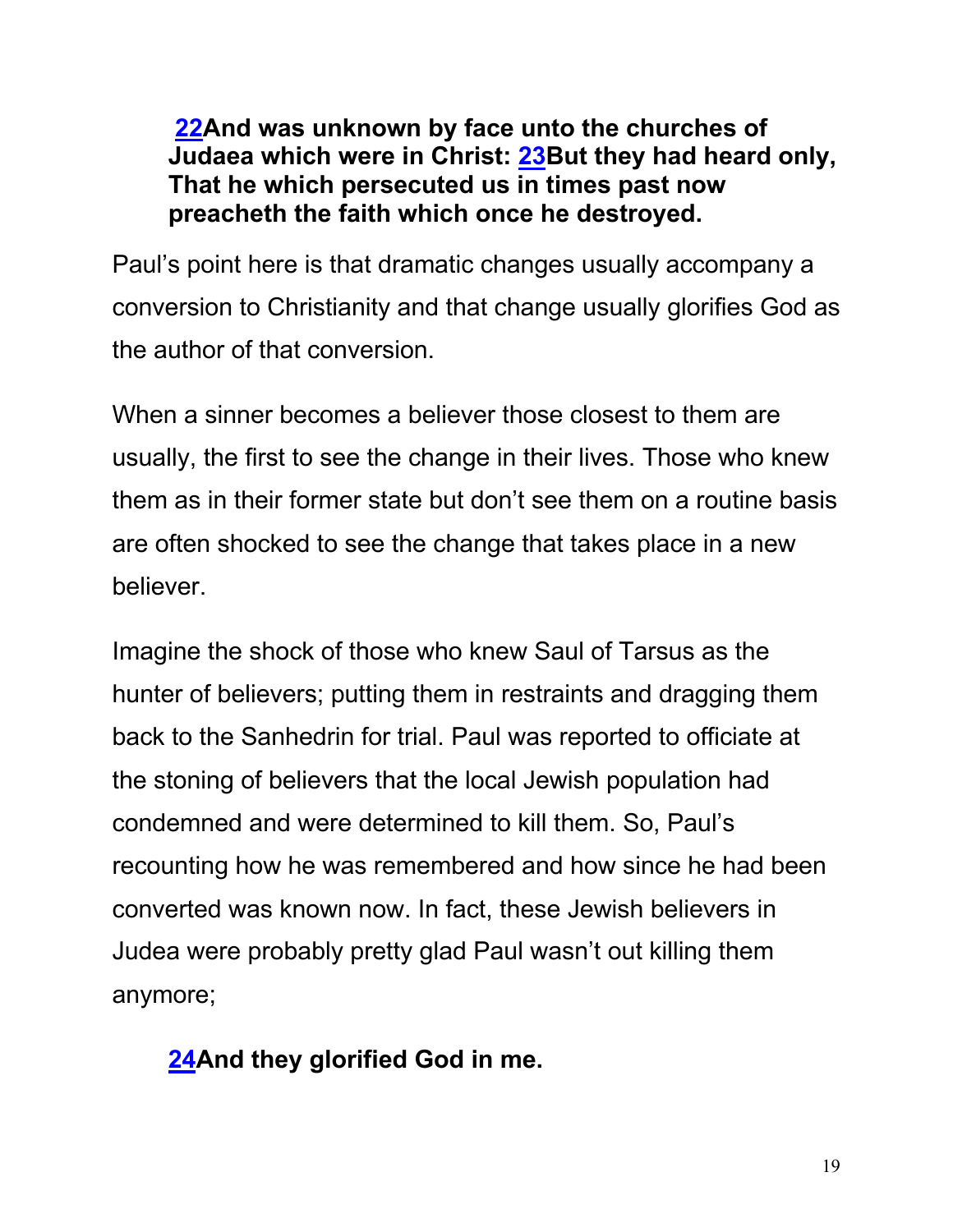**22And was unknown by face unto the churches of Judaea which were in Christ: 23But they had heard only, That he which persecuted us in times past now preacheth the faith which once he destroyed.**

Paul's point here is that dramatic changes usually accompany a conversion to Christianity and that change usually glorifies God as the author of that conversion.

When a sinner becomes a believer those closest to them are usually, the first to see the change in their lives. Those who knew them as in their former state but don't see them on a routine basis are often shocked to see the change that takes place in a new believer.

Imagine the shock of those who knew Saul of Tarsus as the hunter of believers; putting them in restraints and dragging them back to the Sanhedrin for trial. Paul was reported to officiate at the stoning of believers that the local Jewish population had condemned and were determined to kill them. So, Paul's recounting how he was remembered and how since he had been converted was known now. In fact, these Jewish believers in Judea were probably pretty glad Paul wasn't out killing them anymore;

**24And they glorified God in me.**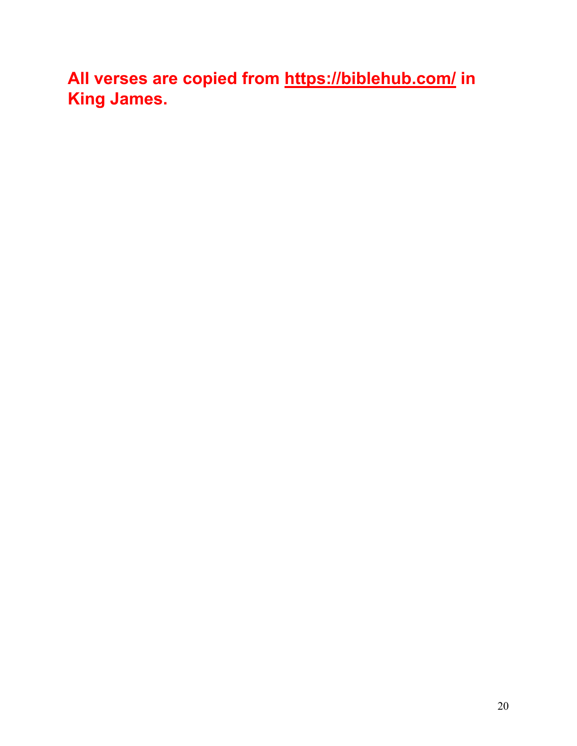**All verses are copied from [https://biblehub.com/](https://biblehub.com/) in King James.**